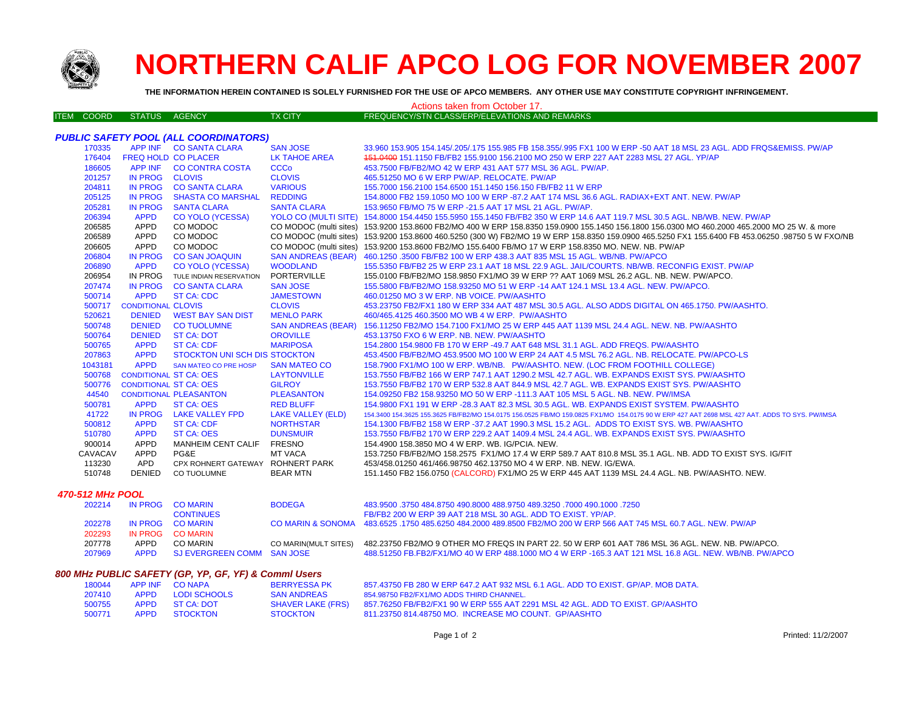# NORTHERN CALIF APCO LOG FOR NOVEMBER 2007

**THE INFORMATION HEREIN CONTAINED IS SOLELY FURNISHED FOR THE USE OF APCO MEMBERS. ANY OTHER USE MAY CONSTITUTE COPYRIGHT INFRINGEMENT.**

Actions taken from October 17.

| ITEM | COORD | STATUS | AGENCY | TX CITY | FREQUENCY/STN CLASS/ERP/ELEVATIONS AND REMARKS |
|---|---|---|---|---|---|

### *PUBLIC SAFETY POOL (ALL COORDINATORS)*

| ITEM | COORD | STATUS | AGENCY | TX CITY | FREQUENCY/STN CLASS/ERP/ELEVATIONS AND REMARKS |
|---|---|---|---|---|---|
| 170335 | | APP INF | CO SANTA CLARA | SAN JOSE | 33.960 153.905 154.145/.205/.175 155.985 FB 158.355/.995 FX1 100 W ERP -50 AAT 18 MSL 23 AGL. ADD FRQS&EMISS. PW/AP |
| 176404 | | FREQ HOLD | CO PLACER | LK TAHOE AREA | ~~151.0400~~ 151.1150 FB/FB2 155.9100 156.2100 MO 250 W ERP 227 AAT 2283 MSL 27 AGL. YP/AP |
| 186605 | | APP INF | CO CONTRA COSTA | CCCo | 453.7500 FB/FB2/MO 42 W ERP 431 AAT 577 MSL 36 AGL. PW/AP. |
| 201257 | | IN PROG | CLOVIS | CLOVIS | 465.51250 MO 6 W ERP PW/AP. RELOCATE. PW/AP |
| 204811 | | IN PROG | CO SANTA CLARA | VARIOUS | 155.7000 156.2100 154.6500 151.1450 156.150 FB/FB2 11 W ERP |
| 205125 | | IN PROG | SHASTA CO MARSHAL | REDDING | 154.8000 FB2 159.1050 MO 100 W ERP -87.2 AAT 174 MSL 36.6 AGL. RADIAX+EXT ANT. NEW. PW/AP |
| 205281 | | IN PROG | SANTA CLARA | SANTA CLARA | 153.9650 FB/MO 75 W ERP -21.5 AAT 17 MSL 21 AGL. PW/AP. |
| 206394 | | APPD | CO YOLO (YCESSA) | YOLO CO (MULTI SITE) | 154.8000 154.4450 155.5950 155.1450 FB/FB2 350 W ERP 14.6 AAT 119.7 MSL 30.5 AGL. NB/WB. NEW. PW/AP |
| 206585 | | APPD | CO MODOC | CO MODOC (multi sites) | 153.9200 153.8600 FB2/MO 400 W ERP 158.8350 159.0900 155.1450 156.1800 156.0300 MO 460.2000 465.2000 MO 25 W. & more |
| 206589 | | APPD | CO MODOC | CO MODOC (multi sites) | 153.9200 153.8600 460.5250 (300 W) FB2/MO 19 W ERP 158.8350 159.0900 465.5250 FX1 155.6400 FB 453.06250 .98750 5 W FXO/NB |
| 206605 | | APPD | CO MODOC | CO MODOC (multi sites) | 153.9200 153.8600 FB2/MO 155.6400 FB/MO 17 W ERP 158.8350 MO. NEW. NB. PW/AP |
| 206804 | | IN PROG | CO SAN JOAQUIN | SAN ANDREAS (BEAR) | 460.1250 .3500 FB/FB2 100 W ERP 438.3 AAT 835 MSL 15 AGL. WB/NB. PW/APCO |
| 206890 | | APPD | CO YOLO (YCESSA) | WOODLAND | 155.5350 FB/FB2 25 W ERP 23.1 AAT 18 MSL 22.9 AGL. JAIL/COURTS. NB/WB. RECONFIG EXIST. PW/AP |
| 206954 | | IN PROG | TULE INDIAN RESERVATION | PORTERVILLE | 155.0100 FB/FB2/MO 158.9850 FX1/MO 39 W ERP ?? AAT 1069 MSL 26.2 AGL. NB. NEW. PW/APCO. |
| 207474 | | IN PROG | CO SANTA CLARA | SAN JOSE | 155.5800 FB/FB2/MO 158.93250 MO 51 W ERP -14 AAT 124.1 MSL 13.4 AGL. NEW. PW/APCO. |
| 500714 | | APPD | ST CA: CDC | JAMESTOWN | 460.01250 MO 3 W ERP. NB VOICE. PW/AASHTO |
| 500717 | | CONDITIONAL | CLOVIS | CLOVIS | 453.23750 FB2/FX1 180 W ERP 334 AAT 487 MSL 30.5 AGL. ALSO ADDS DIGITAL ON 465.1750. PW/AASHTO. |
| 520621 | | DENIED | WEST BAY SAN DIST | MENLO PARK | 460/465.4125 460.3500 MO WB 4 W ERP. PW/AASHTO |
| 500748 | | DENIED | CO TUOLUMNE | SAN ANDREAS (BEAR) | 156.11250 FB2/MO 154.7100 FX1/MO 25 W ERP 445 AAT 1139 MSL 24.4 AGL. NEW. NB. PW/AASHTO |
| 500764 | | DENIED | ST CA: DOT | OROVILLE | 453.13750 FXO 6 W ERP. NB. NEW. PW/AASHTO |
| 500765 | | APPD | ST CA: CDF | MARIPOSA | 154.2800 154.9800 FB 170 W ERP -49.7 AAT 648 MSL 31.1 AGL. ADD FREQS. PW/AASHTO |
| 207863 | | APPD | STOCKTON UNI SCH DIS | STOCKTON | 453.4500 FB/FB2/MO 453.9500 MO 100 W ERP 24 AAT 4.5 MSL 76.2 AGL. NB. RELOCATE. PW/APCO-LS |
| 1043181 | | APPD | SAN MATEO CO PRE HOSP | SAN MATEO CO | 158.7900 FX1/MO 100 W ERP. WB/NB. PW/AASHTO. NEW. (LOC FROM FOOTHILL COLLEGE) |
| 500768 | | CONDITIONAL | ST CA: OES | LAYTONVILLE | 153.7550 FB/FB2 166 W ERP 747.1 AAT 1290.2 MSL 42.7 AGL. WB. EXPANDS EXIST SYS. PW/AASHTO |
| 500776 | | CONDITIONAL | ST CA: OES | GILROY | 153.7550 FB/FB2 170 W ERP 532.8 AAT 844.9 MSL 42.7 AGL. WB. EXPANDS EXIST SYS. PW/AASHTO |
| 44540 | | CONDITIONAL | PLEASANTON | PLEASANTON | 154.09250 FB2 158.93250 MO 50 W ERP -111.3 AAT 105 MSL 5 AGL. NB. NEW. PW/IMSA |
| 500781 | | APPD | ST CA: OES | RED BLUFF | 154.9800 FX1 191 W ERP -28.3 AAT 82.3 MSL 30.5 AGL. WB. EXPANDS EXIST SYSTEM. PW/AASHTO |
| 41722 | | IN PROG | LAKE VALLEY FPD | LAKE VALLEY (ELD) | 154.3400 154.3625 155.3625 FB/FB2/MO 154.0175 156.0525 FB/MO 159.0825 FX1/MO 154.0175 90 W ERP 427 AAT 2698 MSL 427 AAT. ADDS TO SYS. PW/IMSA |
| 500812 | | APPD | ST CA: CDF | NORTHSTAR | 154.1300 FB/FB2 158 W ERP -37.2 AAT 1990.3 MSL 15.2 AGL. ADDS TO EXIST SYS. WB. PW/AASHTO |
| 510780 | | APPD | ST CA: OES | DUNSMUIR | 153.7550 FB/FB2 170 W ERP 229.2 AAT 1409.4 MSL 24.4 AGL. WB. EXPANDS EXIST SYS. PW/AASHTO |
| 900014 | | APPD | MANHEIM CENT CALIF | FRESNO | 154.4900 158.3850 MO 4 W ERP. WB. IG/PCIA. NEW. |
| CAVACAV | | APPD | PG&E | MT VACA | 153.7250 FB/FB2/MO 158.2575 FX1/MO 17.4 W ERP 589.7 AAT 810.8 MSL 35.1 AGL. NB. ADD TO EXIST SYS. IG/FIT |
| 113230 | | APD | CPX ROHNERT GATEWAY | ROHNERT PARK | 453/458.01250 461/466.98750 462.13750 MO 4 W ERP. NB. NEW. IG/EWA. |
| 510748 | | DENIED | CO TUOLUMNE | BEAR MTN | 151.1450 FB2 156.0750 (CALCORD) FX1/MO 25 W ERP 445 AAT 1139 MSL 24.4 AGL. NB. PW/AASHTO. NEW. |

### *470-512 MHz POOL*

| ITEM | COORD | STATUS | AGENCY | TX CITY | FREQUENCY/STN CLASS/ERP/ELEVATIONS AND REMARKS |
|---|---|---|---|---|---|
| 202214 | | IN PROG | CO MARIN | BODEGA | 483.9500 .3750 484.8750 490.8000 488.9750 489.3250 .7000 490.1000 .7250 |
| | | | CONTINUES | | FB/FB2 200 W ERP 39 AAT 218 MSL 30 AGL. ADD TO EXIST. YP/AP. |
| 202278 | | IN PROG | CO MARIN | CO MARIN & SONOMA | 483.6525 .1750 485.6250 484.2000 489.8500 FB2/MO 200 W ERP 566 AAT 745 MSL 60.7 AGL. NEW. PW/AP |
| 202293 | | IN PROG | CO MARIN | | |
| 207778 | | APPD | CO MARIN | CO MARIN(MULT SITES) | 482.23750 FB2/MO 9 OTHER MO FREQS IN PART 22. 50 W ERP 601 AAT 786 MSL 36 AGL. NEW. NB. PW/APCO. |
| 207969 | | APPD | SJ EVERGREEN COMM | SAN JOSE | 488.51250 FB.FB2/FX1/MO 40 W ERP 488.1000 MO 4 W ERP -165.3 AAT 121 MSL 16.8 AGL. NEW. WB/NB. PW/APCO |

### *800 MHz PUBLIC SAFETY (GP, YP, GF, YF) & Comml Users*

| ITEM | COORD | STATUS | AGENCY | TX CITY | FREQUENCY/STN CLASS/ERP/ELEVATIONS AND REMARKS |
|---|---|---|---|---|---|
| 180044 | | APP INF | CO NAPA | BERRYESSA PK | 857.43750 FB 280 W ERP 647.2 AAT 932 MSL 6.1 AGL. ADD TO EXIST. GP/AP. MOB DATA. |
| 207410 | | APPD | LODI SCHOOLS | SAN ANDREAS | 854.98750 FB2/FX1/MO ADDS THIRD CHANNEL. |
| 500755 | | APPD | ST CA: DOT | SHAVER LAKE (FRS) | 857.76250 FB/FB2/FX1 90 W ERP 555 AAT 2291 MSL 42 AGL. ADD TO EXIST. GP/AASHTO |
| 500771 | | APPD | STOCKTON | STOCKTON | 811.23750 814.48750 MO. INCREASE MO COUNT. GP/AASHTO |

Printed: 11/2/2007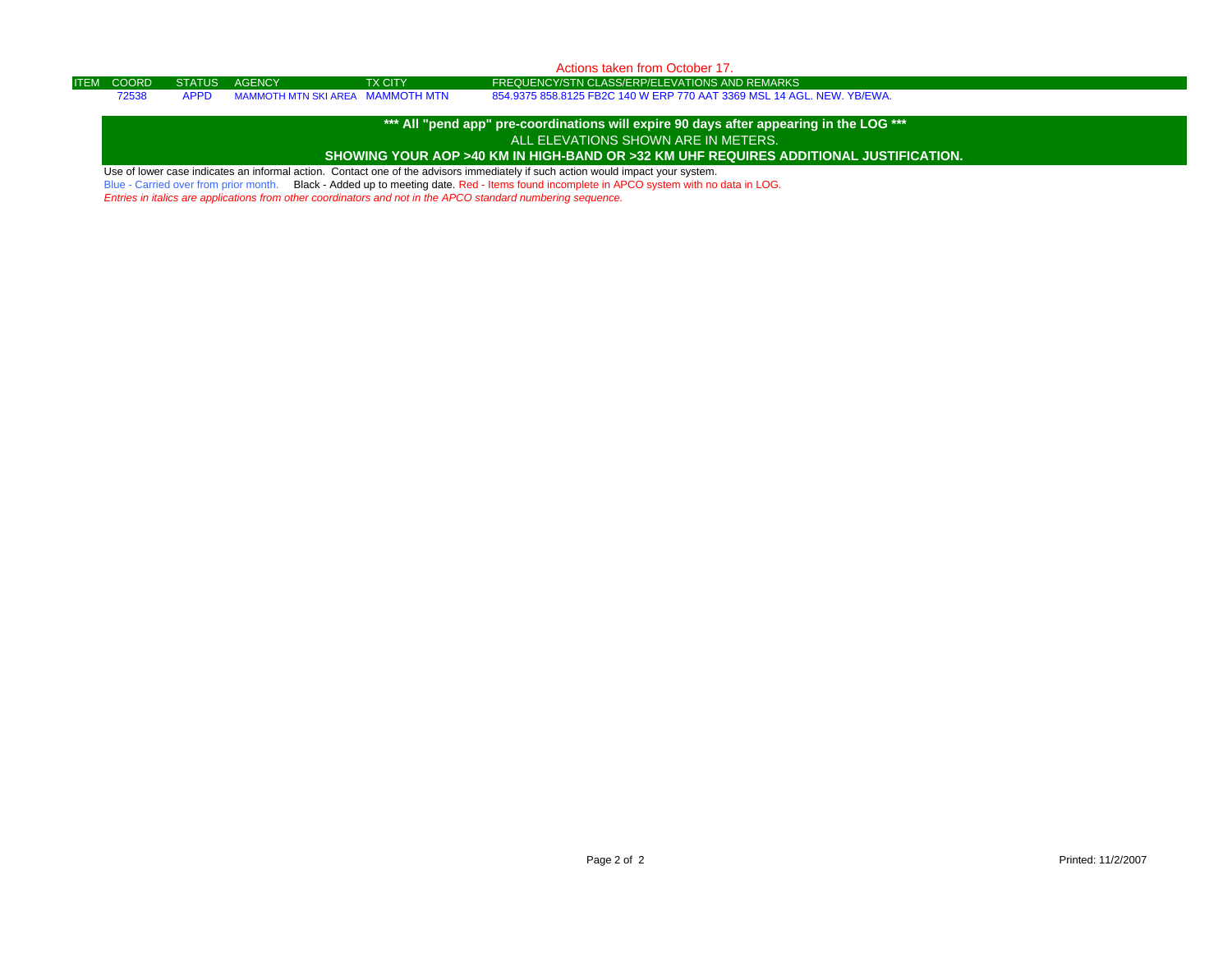Actions taken from October 17.

| ITEM | COORD | STATUS | AGENCY | TX CITY | FREQUENCY/STN CLASS/ERP/ELEVATIONS AND REMARKS |
| --- | --- | --- | --- | --- | --- |
| | 72538 | APPD | MAMMOTH MTN SKI AREA | MAMMOTH MTN | 854.9375 858.8125 FB2C 140 W ERP 770 AAT 3369 MSL 14 AGL. NEW. YB/EWA. |

**\*\*\* All "pend app" pre-coordinations will expire 90 days after appearing in the LOG \*\*\***

ALL ELEVATIONS SHOWN ARE IN METERS.

**SHOWING YOUR AOP >40 KM IN HIGH-BAND OR >32 KM UHF REQUIRES ADDITIONAL JUSTIFICATION.**

Use of lower case indicates an informal action. Contact one of the advisors immediately if such action would impact your system.

Blue - Carried over from prior month. Black - Added up to meeting date. Red - Items found incomplete in APCO system with no data in LOG.

*Entries in italics are applications from other coordinators and not in the APCO standard numbering sequence.*

Printed: 11/2/2007